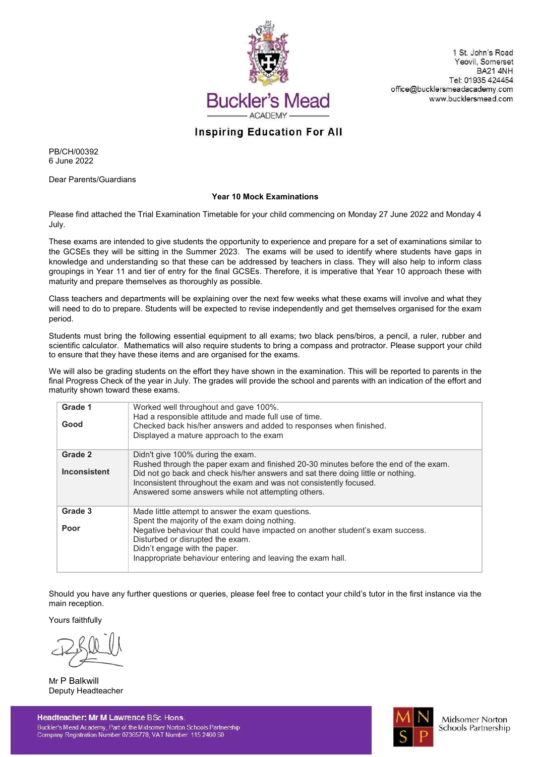# Buckler's Mead ACADEMY

**Inspiring Education For All**

1 St. John's Road
Yeovil, Somerset
BA21 4NH
Tel: 01935 424454
office@bucklersmeadacademy.com
www.bucklersmead.com

PB/CH/00392
6 June 2022

Dear Parents/Guardians

**Year 10 Mock Examinations**

Please find attached the Trial Examination Timetable for your child commencing on Monday 27 June 2022 and Monday 4 July.

These exams are intended to give students the opportunity to experience and prepare for a set of examinations similar to the GCSEs they will be sitting in the Summer 2023. The exams will be used to identify where students have gaps in knowledge and understanding so that these can be addressed by teachers in class. They will also help to inform class groupings in Year 11 and tier of entry for the final GCSEs. Therefore, it is imperative that Year 10 approach these with maturity and prepare themselves as thoroughly as possible.

Class teachers and departments will be explaining over the next few weeks what these exams will involve and what they will need to do to prepare. Students will be expected to revise independently and get themselves organised for the exam period.

Students must bring the following essential equipment to all exams; two black pens/biros, a pencil, a ruler, rubber and scientific calculator. Mathematics will also require students to bring a compass and protractor. Please support your child to ensure that they have these items and are organised for the exams.

We will also be grading students on the effort they have shown in the examination. This will be reported to parents in the final Progress Check of the year in July. The grades will provide the school and parents with an indication of the effort and maturity shown toward these exams.

| | |
|---|---|
| **Grade 1**<br><br>**Good** | Worked well throughout and gave 100%.<br>Had a responsible attitude and made full use of time.<br>Checked back his/her answers and added to responses when finished.<br>Displayed a mature approach to the exam |
| **Grade 2**<br><br>**Inconsistent** | Didn't give 100% during the exam.<br>Rushed through the paper exam and finished 20-30 minutes before the end of the exam.<br>Did not go back and check his/her answers and sat there doing little or nothing.<br>Inconsistent throughout the exam and was not consistently focused.<br>Answered some answers while not attempting others. |
| **Grade 3**<br><br>**Poor** | Made little attempt to answer the exam questions.<br>Spent the majority of the exam doing nothing.<br>Negative behaviour that could have impacted on another student's exam success.<br>Disturbed or disrupted the exam.<br>Didn't engage with the paper.<br>Inappropriate behaviour entering and leaving the exam hall. |

Should you have any further questions or queries, please feel free to contact your child's tutor in the first instance via the main reception.

Yours faithfully

Mr P Balkwill
Deputy Headteacher

**Headteacher: Mr M Lawrence** BSc Hons.
Buckler's Mead Academy, Part of the Midsomer Norton Schools Partnership
Company Registration Number 07365778, VAT Number: 115 2460 50

Midsomer Norton Schools Partnership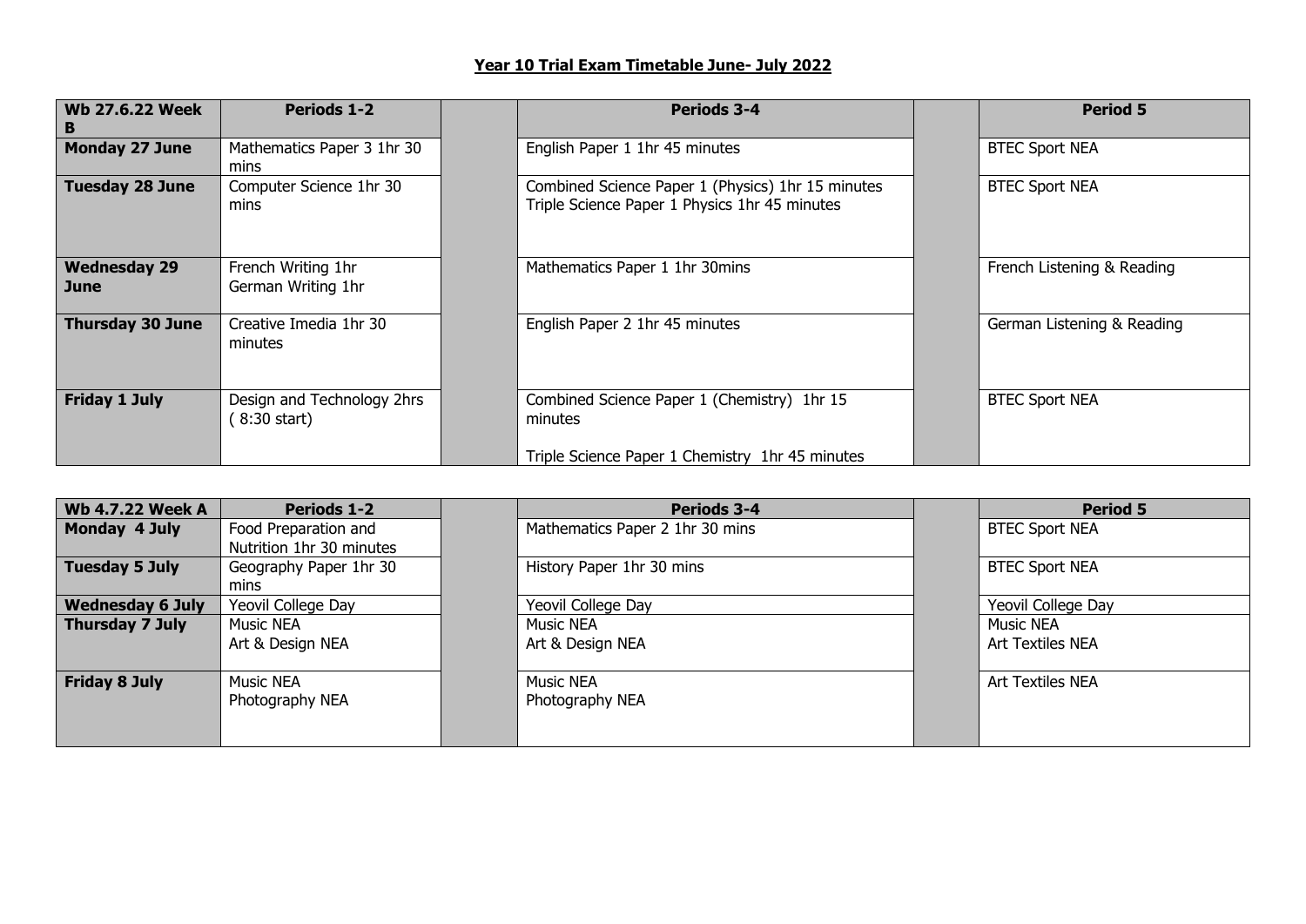## Year 10 Trial Exam Timetable June- July 2022

| Wb 27.6.22 Week B | Periods 1-2 | | Periods 3-4 | | Period 5 |
|---|---|---|---|---|---|
| **Monday 27 June** | Mathematics Paper 3 1hr 30 mins | | English Paper 1 1hr 45 minutes | | BTEC Sport NEA |
| **Tuesday 28 June** | Computer Science 1hr 30 mins | | Combined Science Paper 1 (Physics) 1hr 15 minutes<br>Triple Science Paper 1 Physics 1hr 45 minutes | | BTEC Sport NEA |
| **Wednesday 29 June** | French Writing 1hr<br>German Writing 1hr | | Mathematics Paper 1 1hr 30mins | | French Listening & Reading |
| **Thursday 30 June** | Creative Imedia 1hr 30 minutes | | English Paper 2 1hr 45 minutes | | German Listening & Reading |
| **Friday 1 July** | Design and Technology 2hrs ( 8:30 start) | | Combined Science Paper 1 (Chemistry) 1hr 15 minutes<br><br>Triple Science Paper 1 Chemistry 1hr 45 minutes | | BTEC Sport NEA |

| Wb 4.7.22 Week A | Periods 1-2 | | Periods 3-4 | | Period 5 |
|---|---|---|---|---|---|
| **Monday 4 July** | Food Preparation and Nutrition 1hr 30 minutes | | Mathematics Paper 2 1hr 30 mins | | BTEC Sport NEA |
| **Tuesday 5 July** | Geography Paper 1hr 30 mins | | History Paper 1hr 30 mins | | BTEC Sport NEA |
| **Wednesday 6 July** | Yeovil College Day | | Yeovil College Day | | Yeovil College Day |
| **Thursday 7 July** | Music NEA<br>Art & Design NEA | | Music NEA<br>Art & Design NEA | | Music NEA<br>Art Textiles NEA |
| **Friday 8 July** | Music NEA<br>Photography NEA | | Music NEA<br>Photography NEA | | Art Textiles NEA |